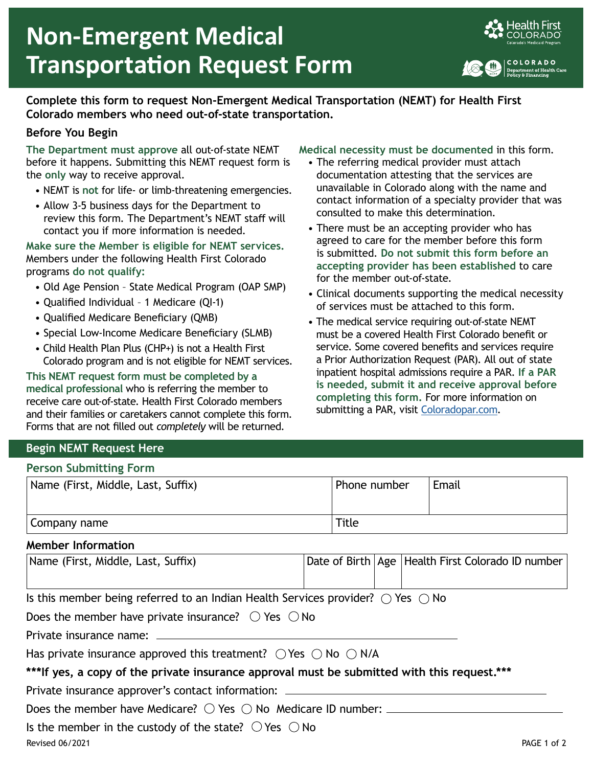# Non-Emergent Medical Transportation Request Form

**Complete this form to request Non-Emergent Medical Transportation (NEMT) for Health First Colorado members who need out-of-state transportation.**

## Before You Begin

**The Department must approve** all out-of-state NEMT before it happens. Submitting this NEMT request form is the **only** way to receive approval.

- NEMT is **not** for life- or limb-threatening emergencies.
- Allow 3-5 business days for the Department to review this form. The Department's NEMT staff will contact you if more information is needed.

**Make sure the Member is eligible for NEMT services.** Members under the following Health First Colorado programs **do not qualify:**

- Old Age Pension – State Medical Program (OAP SMP)
- Qualified Individual – 1 Medicare (QI-1)
- Qualified Medicare Beneficiary (QMB)
- Special Low-Income Medicare Beneficiary (SLMB)
- Child Health Plan Plus (CHP+) is not a Health First Colorado program and is not eligible for NEMT services.

**This NEMT request form must be completed by a medical professional** who is referring the member to receive care out-of-state. Health First Colorado members and their families or caretakers cannot complete this form. Forms that are not filled out *completely* will be returned.

**Medical necessity must be documented** in this form.

- The referring medical provider must attach documentation attesting that the services are unavailable in Colorado along with the name and contact information of a specialty provider that was consulted to make this determination.
- There must be an accepting provider who has agreed to care for the member before this form is submitted. **Do not submit this form before an accepting provider has been established** to care for the member out-of-state.
- Clinical documents supporting the medical necessity of services must be attached to this form.
- The medical service requiring out-of-state NEMT must be a covered Health First Colorado benefit or service. Some covered benefits and services require a Prior Authorization Request (PAR). All out of state inpatient hospital admissions require a PAR. **If a PAR is needed, submit it and receive approval before completing this form.** For more information on submitting a PAR, visit Coloradopar.com.

## Begin NEMT Request Here

### Person Submitting Form

| Name (First, Middle, Last, Suffix) | Phone number | Email |
|---|---|---|
| Company name | Title | |

### Member Information

| Name (First, Middle, Last, Suffix) | Date of Birth | Age | Health First Colorado ID number |
|---|---|---|---|
| | | | |

Is this member being referred to an Indian Health Services provider? ◯ Yes ◯ No

Does the member have private insurance? ◯ Yes ◯ No

Private insurance name: ______________________________

Has private insurance approved this treatment? ◯ Yes ◯ No ◯ N/A

**\*\*\*If yes, a copy of the private insurance approval must be submitted with this request.\*\*\***

Private insurance approver's contact information: ______________________________

Does the member have Medicare? ◯ Yes ◯ No Medicare ID number: ______________________________

Is the member in the custody of the state? ◯ Yes ◯ No

Revised 06/2021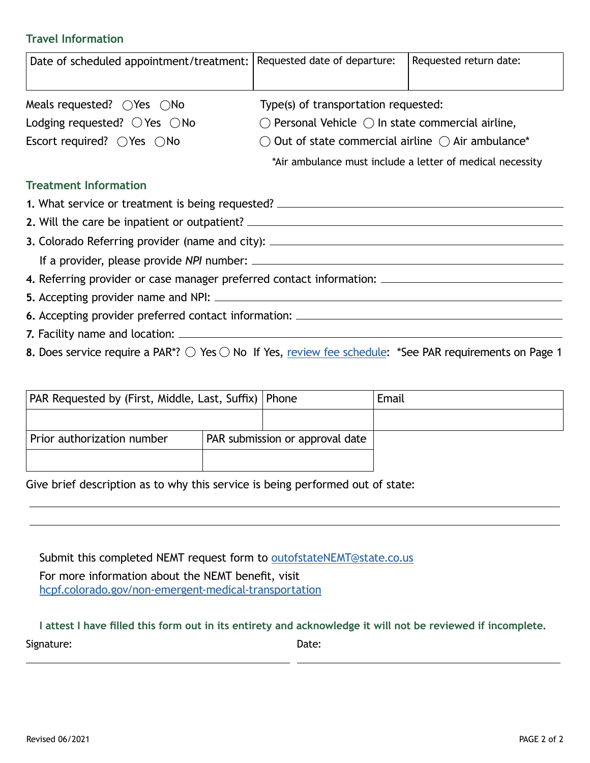## Travel Information

| Date of scheduled appointment/treatment: | Requested date of departure: | Requested return date: |
|---|---|---|
| | | |

Meals requested? ◯Yes ◯No

Lodging requested? ◯ Yes ◯ No

Escort required? ◯Yes ◯No

Type(s) of transportation requested:

◯ Personal Vehicle ◯ In state commercial airline,

◯ Out of state commercial airline ◯ Air ambulance*

*Air ambulance must include a letter of medical necessity

## Treatment Information

1. What service or treatment is being requested? \_\_\_\_\_\_\_\_\_\_\_\_\_\_\_\_\_\_\_\_
2. Will the care be inpatient or outpatient? \_\_\_\_\_\_\_\_\_\_\_\_\_\_\_\_\_\_\_\_
3. Colorado Referring provider (name and city): \_\_\_\_\_\_\_\_\_\_\_\_\_\_\_\_\_\_\_\_

   If a provider, please provide *NPI* number: \_\_\_\_\_\_\_\_\_\_\_\_\_\_\_\_\_\_\_\_
4. Referring provider or case manager preferred contact information: \_\_\_\_\_\_\_\_\_\_\_\_\_\_\_\_\_\_\_\_
5. Accepting provider name and NPI: \_\_\_\_\_\_\_\_\_\_\_\_\_\_\_\_\_\_\_\_
6. Accepting provider preferred contact information: \_\_\_\_\_\_\_\_\_\_\_\_\_\_\_\_\_\_\_\_
7. Facility name and location: \_\_\_\_\_\_\_\_\_\_\_\_\_\_\_\_\_\_\_\_
8. Does service require a PAR*? ◯ Yes ◯ No If Yes, review fee schedule: *See PAR requirements on Page 1

| PAR Requested by (First, Middle, Last, Suffix) | Phone | Email |
|---|---|---|
| | | |

| Prior authorization number | PAR submission or approval date |
|---|---|
| | |

Give brief description as to why this service is being performed out of state:

\_\_\_\_\_\_\_\_\_\_\_\_\_\_\_\_\_\_\_\_\_\_\_\_\_\_\_\_\_\_\_\_\_\_\_\_\_\_\_\_

\_\_\_\_\_\_\_\_\_\_\_\_\_\_\_\_\_\_\_\_\_\_\_\_\_\_\_\_\_\_\_\_\_\_\_\_\_\_\_\_

Submit this completed NEMT request form to outofstateNEMT@state.co.us

For more information about the NEMT benefit, visit hcpf.colorado.gov/non-emergent-medical-transportation

**I attest I have filled this form out in its entirety and acknowledge it will not be reviewed if incomplete.**

Signature: \_\_\_\_\_\_\_\_\_\_\_\_\_\_\_\_\_\_\_\_ Date: \_\_\_\_\_\_\_\_\_\_\_\_\_\_\_\_\_\_\_\_

Revised 06/2021